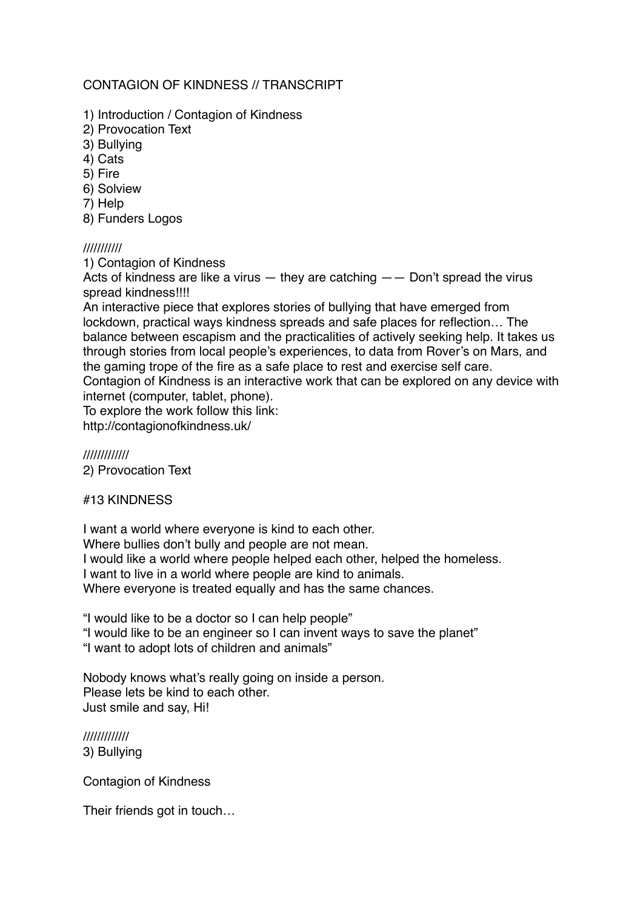# CONTAGION OF KINDNESS // TRANSCRIPT

1) Introduction / Contagion of Kindness
2) Provocation Text
3) Bullying
4) Cats
5) Fire
6) Solview
7) Help
8) Funders Logos

///////////

1) Contagion of Kindness

Acts of kindness are like a virus — they are catching —— Don't spread the virus spread kindness!!!!

An interactive piece that explores stories of bullying that have emerged from lockdown, practical ways kindness spreads and safe places for reflection… The balance between escapism and the practicalities of actively seeking help. It takes us through stories from local people's experiences, to data from Rover's on Mars, and the gaming trope of the fire as a safe place to rest and exercise self care.

Contagion of Kindness is an interactive work that can be explored on any device with internet (computer, tablet, phone).

To explore the work follow this link:
http://contagionofkindness.uk/

////////////

2) Provocation Text

#13 KINDNESS

I want a world where everyone is kind to each other.
Where bullies don't bully and people are not mean.
I would like a world where people helped each other, helped the homeless.
I want to live in a world where people are kind to animals.
Where everyone is treated equally and has the same chances.

"I would like to be a doctor so I can help people"
"I would like to be an engineer so I can invent ways to save the planet"
"I want to adopt lots of children and animals"

Nobody knows what's really going on inside a person.
Please lets be kind to each other.
Just smile and say, Hi!

////////////

3) Bullying

Contagion of Kindness

Their friends got in touch…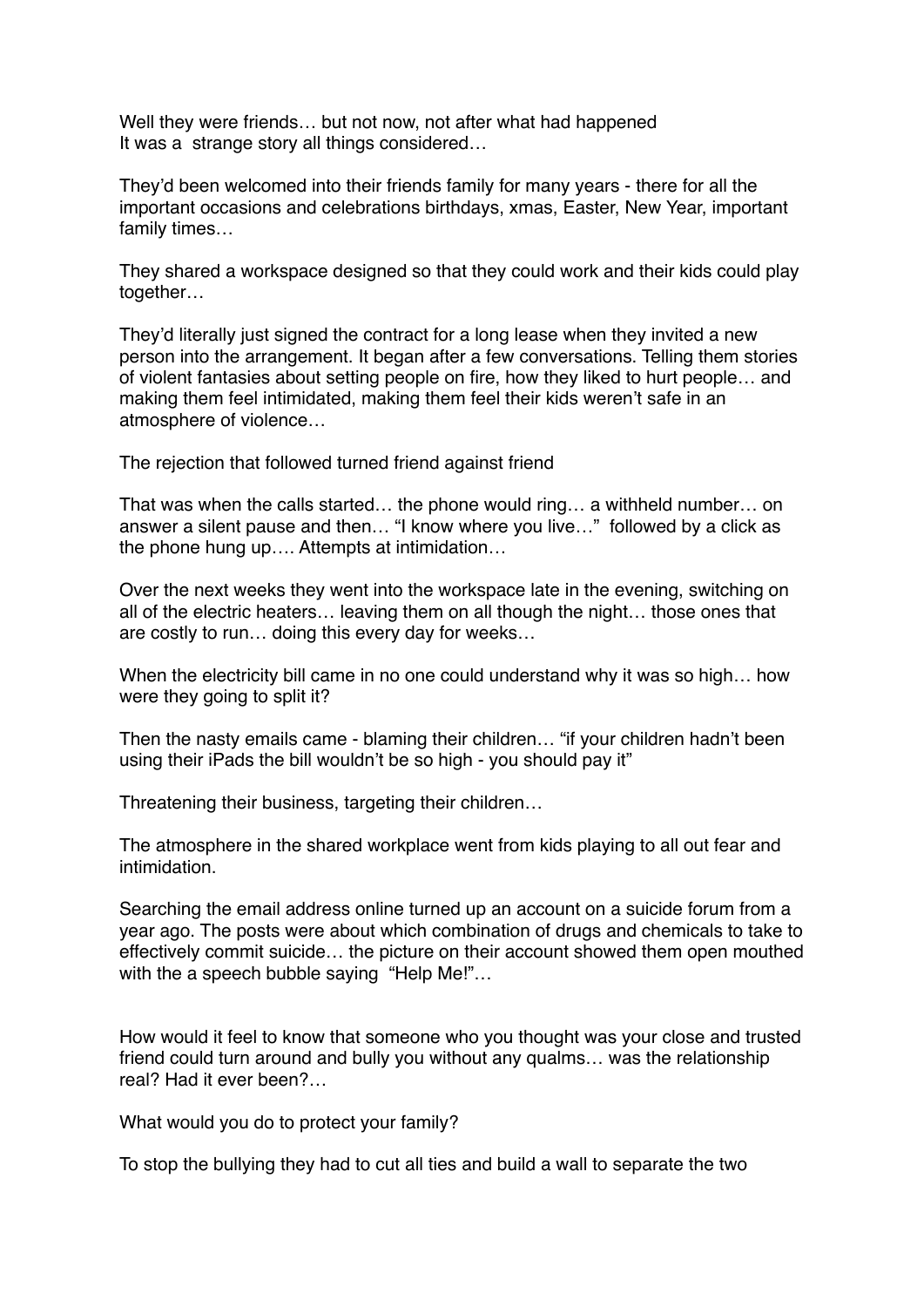Well they were friends… but not now, not after what had happened
It was a  strange story all things considered…

They'd been welcomed into their friends family for many years - there for all the important occasions and celebrations birthdays, xmas, Easter, New Year, important family times…

They shared a workspace designed so that they could work and their kids could play together…

They'd literally just signed the contract for a long lease when they invited a new person into the arrangement. It began after a few conversations. Telling them stories of violent fantasies about setting people on fire, how they liked to hurt people… and making them feel intimidated, making them feel their kids weren't safe in an atmosphere of violence…

The rejection that followed turned friend against friend

That was when the calls started… the phone would ring… a withheld number… on answer a silent pause and then… "I know where you live…"  followed by a click as the phone hung up…. Attempts at intimidation…

Over the next weeks they went into the workspace late in the evening, switching on all of the electric heaters… leaving them on all though the night… those ones that are costly to run… doing this every day for weeks…

When the electricity bill came in no one could understand why it was so high… how were they going to split it?

Then the nasty emails came - blaming their children… "if your children hadn't been using their iPads the bill wouldn't be so high - you should pay it"

Threatening their business, targeting their children…

The atmosphere in the shared workplace went from kids playing to all out fear and intimidation.

Searching the email address online turned up an account on a suicide forum from a year ago. The posts were about which combination of drugs and chemicals to take to effectively commit suicide… the picture on their account showed them open mouthed with the a speech bubble saying  "Help Me!"…

How would it feel to know that someone who you thought was your close and trusted friend could turn around and bully you without any qualms… was the relationship real? Had it ever been?…

What would you do to protect your family?

To stop the bullying they had to cut all ties and build a wall to separate the two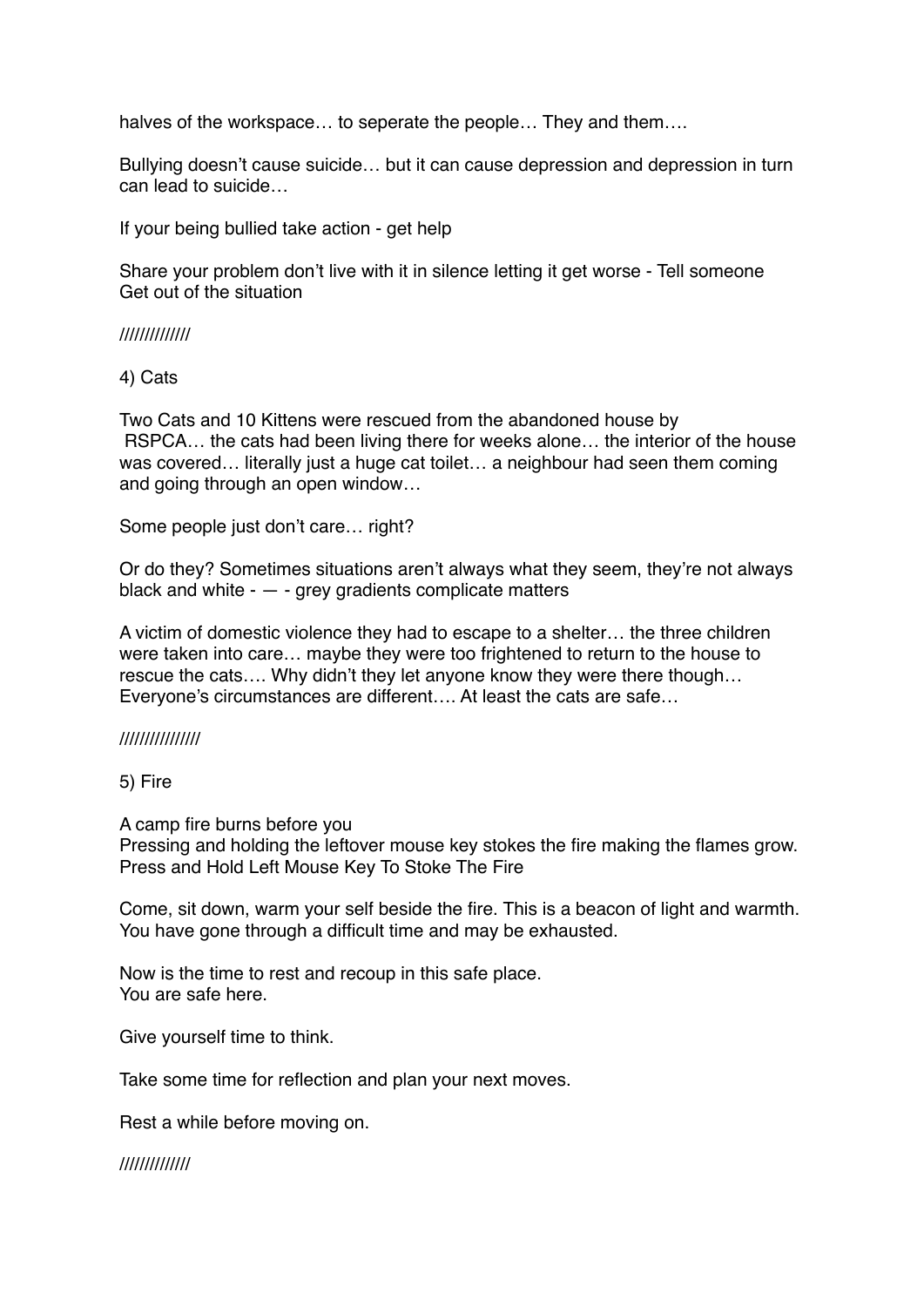halves of the workspace… to seperate the people… They and them….

Bullying doesn't cause suicide… but it can cause depression and depression in turn can lead to suicide…

If your being bullied take action - get help

Share your problem don't live with it in silence letting it get worse - Tell someone
Get out of the situation

/////////////

4) Cats

Two Cats and 10 Kittens were rescued from the abandoned house by RSPCA… the cats had been living there for weeks alone… the interior of the house was covered… literally just a huge cat toilet… a neighbour had seen them coming and going through an open window…

Some people just don't care… right?

Or do they? Sometimes situations aren't always what they seem, they're not always black and white - — - grey gradients complicate matters

A victim of domestic violence they had to escape to a shelter… the three children were taken into care… maybe they were too frightened to return to the house to rescue the cats…. Why didn't they let anyone know they were there though… Everyone's circumstances are different…. At least the cats are safe…

///////////////

5) Fire

A camp fire burns before you
Pressing and holding the leftover mouse key stokes the fire making the flames grow.
Press and Hold Left Mouse Key To Stoke The Fire

Come, sit down, warm your self beside the fire. This is a beacon of light and warmth. You have gone through a difficult time and may be exhausted.

Now is the time to rest and recoup in this safe place.
You are safe here.

Give yourself time to think.

Take some time for reflection and plan your next moves.

Rest a while before moving on.

/////////////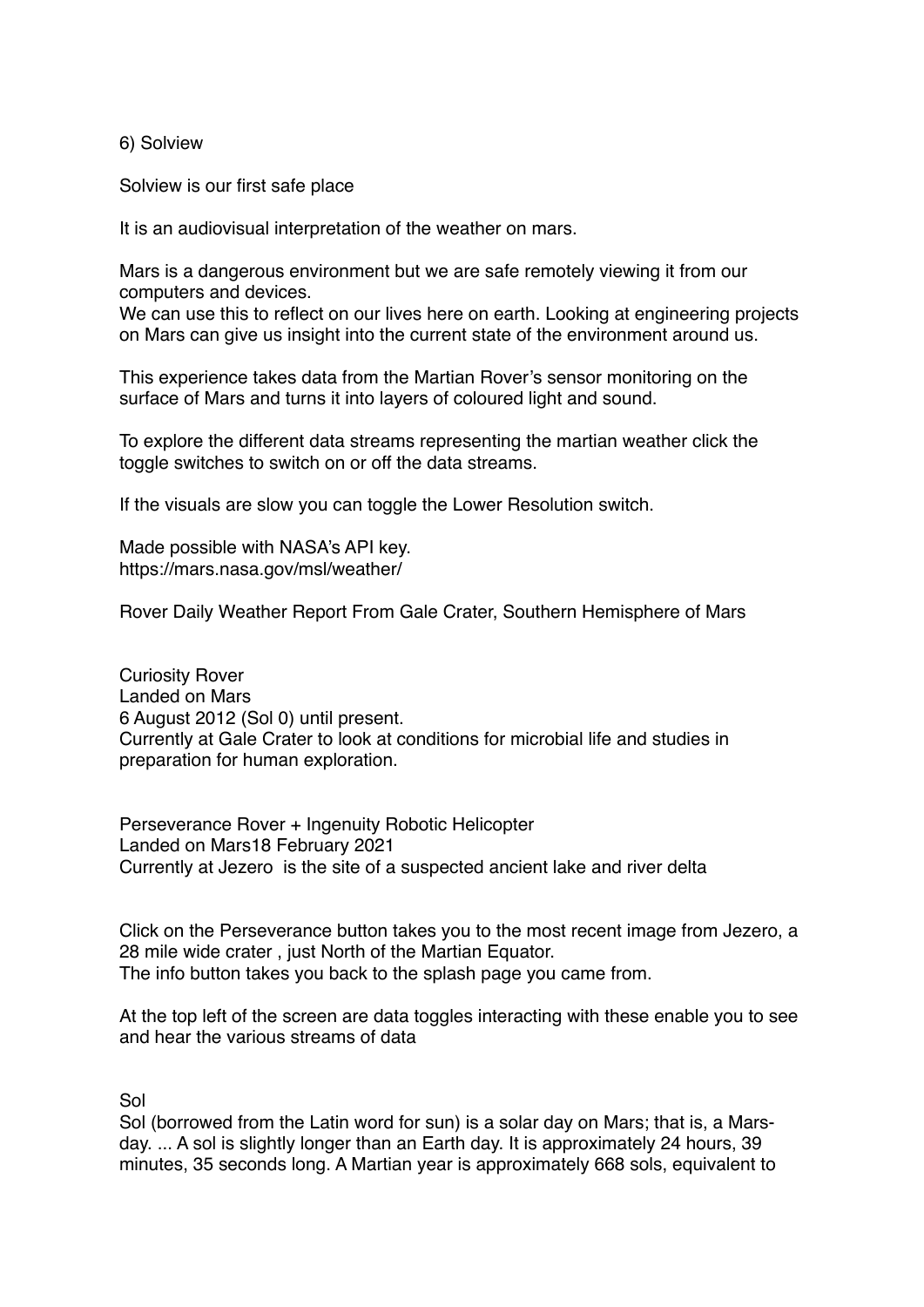6) Solview

Solview is our first safe place

It is an audiovisual interpretation of the weather on mars.

Mars is a dangerous environment but we are safe remotely viewing it from our computers and devices.
We can use this to reflect on our lives here on earth. Looking at engineering projects on Mars can give us insight into the current state of the environment around us.

This experience takes data from the Martian Rover's sensor monitoring on the surface of Mars and turns it into layers of coloured light and sound.

To explore the different data streams representing the martian weather click the toggle switches to switch on or off the data streams.

If the visuals are slow you can toggle the Lower Resolution switch.

Made possible with NASA's API key.
https://mars.nasa.gov/msl/weather/

Rover Daily Weather Report From Gale Crater, Southern Hemisphere of Mars

Curiosity Rover
Landed on Mars
6 August 2012 (Sol 0) until present.
Currently at Gale Crater to look at conditions for microbial life and studies in preparation for human exploration.

Perseverance Rover + Ingenuity Robotic Helicopter
Landed on Mars18 February 2021
Currently at Jezero is the site of a suspected ancient lake and river delta

Click on the Perseverance button takes you to the most recent image from Jezero, a 28 mile wide crater , just North of the Martian Equator.
The info button takes you back to the splash page you came from.

At the top left of the screen are data toggles interacting with these enable you to see and hear the various streams of data

Sol
Sol (borrowed from the Latin word for sun) is a solar day on Mars; that is, a Mars-day. ... A sol is slightly longer than an Earth day. It is approximately 24 hours, 39 minutes, 35 seconds long. A Martian year is approximately 668 sols, equivalent to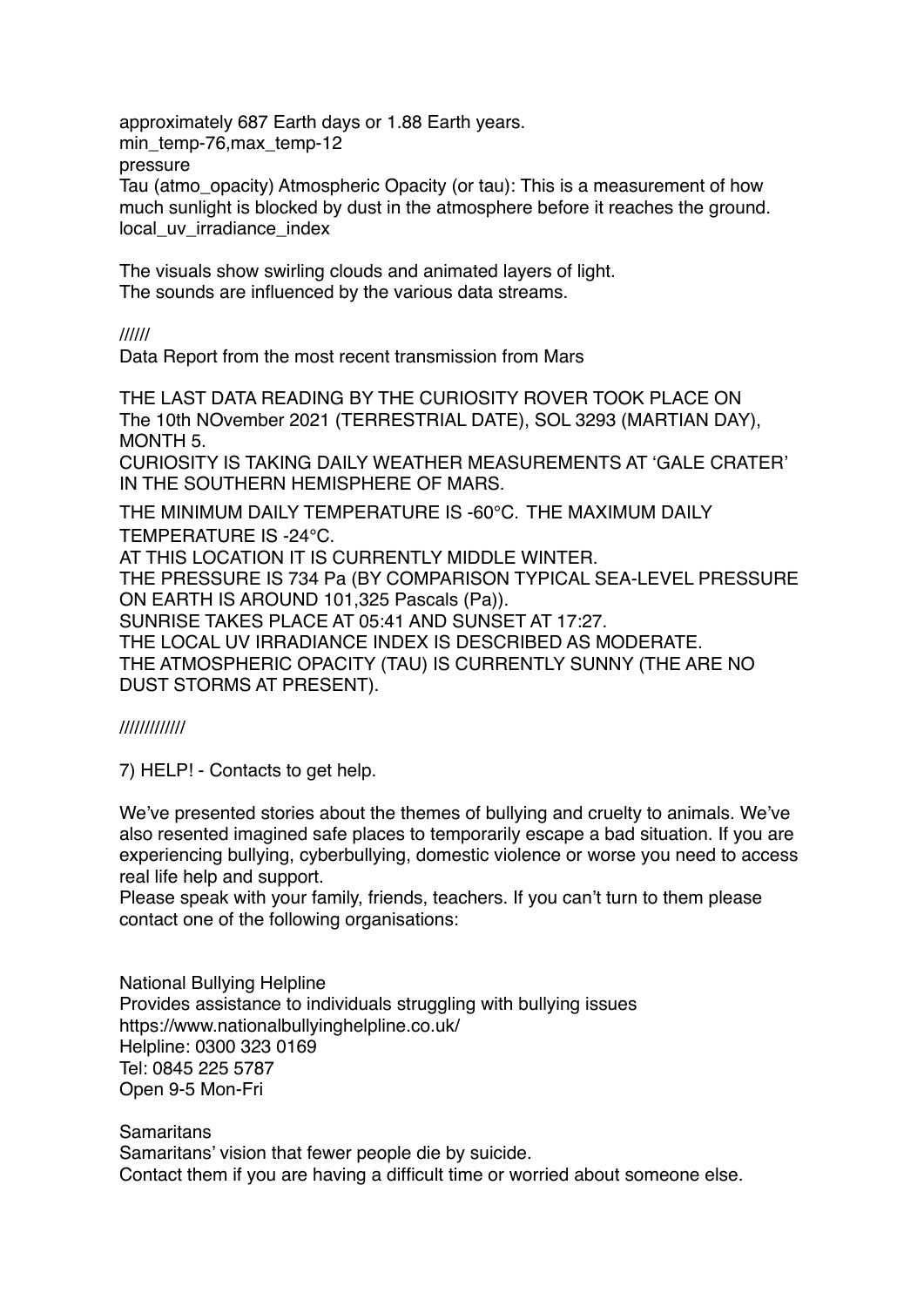approximately 687 Earth days or 1.88 Earth years.
min_temp-76,max_temp-12
pressure
Tau (atmo_opacity) Atmospheric Opacity (or tau): This is a measurement of how much sunlight is blocked by dust in the atmosphere before it reaches the ground.
local_uv_irradiance_index

The visuals show swirling clouds and animated layers of light.
The sounds are influenced by the various data streams.

//////
Data Report from the most recent transmission from Mars

THE LAST DATA READING BY THE CURIOSITY ROVER TOOK PLACE ON The 10th NOvember 2021 (TERRESTRIAL DATE), SOL 3293 (MARTIAN DAY), MONTH 5.
CURIOSITY IS TAKING DAILY WEATHER MEASUREMENTS AT 'GALE CRATER' IN THE SOUTHERN HEMISPHERE OF MARS.
THE MINIMUM DAILY TEMPERATURE IS -60°C. THE MAXIMUM DAILY TEMPERATURE IS -24°C.
AT THIS LOCATION IT IS CURRENTLY MIDDLE WINTER.
THE PRESSURE IS 734 Pa (BY COMPARISON TYPICAL SEA-LEVEL PRESSURE ON EARTH IS AROUND 101,325 Pascals (Pa)).
SUNRISE TAKES PLACE AT 05:41 AND SUNSET AT 17:27.
THE LOCAL UV IRRADIANCE INDEX IS DESCRIBED AS MODERATE.
THE ATMOSPHERIC OPACITY (TAU) IS CURRENTLY SUNNY (THE ARE NO DUST STORMS AT PRESENT).

////////////

7) HELP! - Contacts to get help.

We've presented stories about the themes of bullying and cruelty to animals. We've also resented imagined safe places to temporarily escape a bad situation. If you are experiencing bullying, cyberbullying, domestic violence or worse you need to access real life help and support.
Please speak with your family, friends, teachers. If you can't turn to them please contact one of the following organisations:

National Bullying Helpline
Provides assistance to individuals struggling with bullying issues
https://www.nationalbullyinghelpline.co.uk/
Helpline: 0300 323 0169
Tel: 0845 225 5787
Open 9-5 Mon-Fri

Samaritans
Samaritans' vision that fewer people die by suicide.
Contact them if you are having a difficult time or worried about someone else.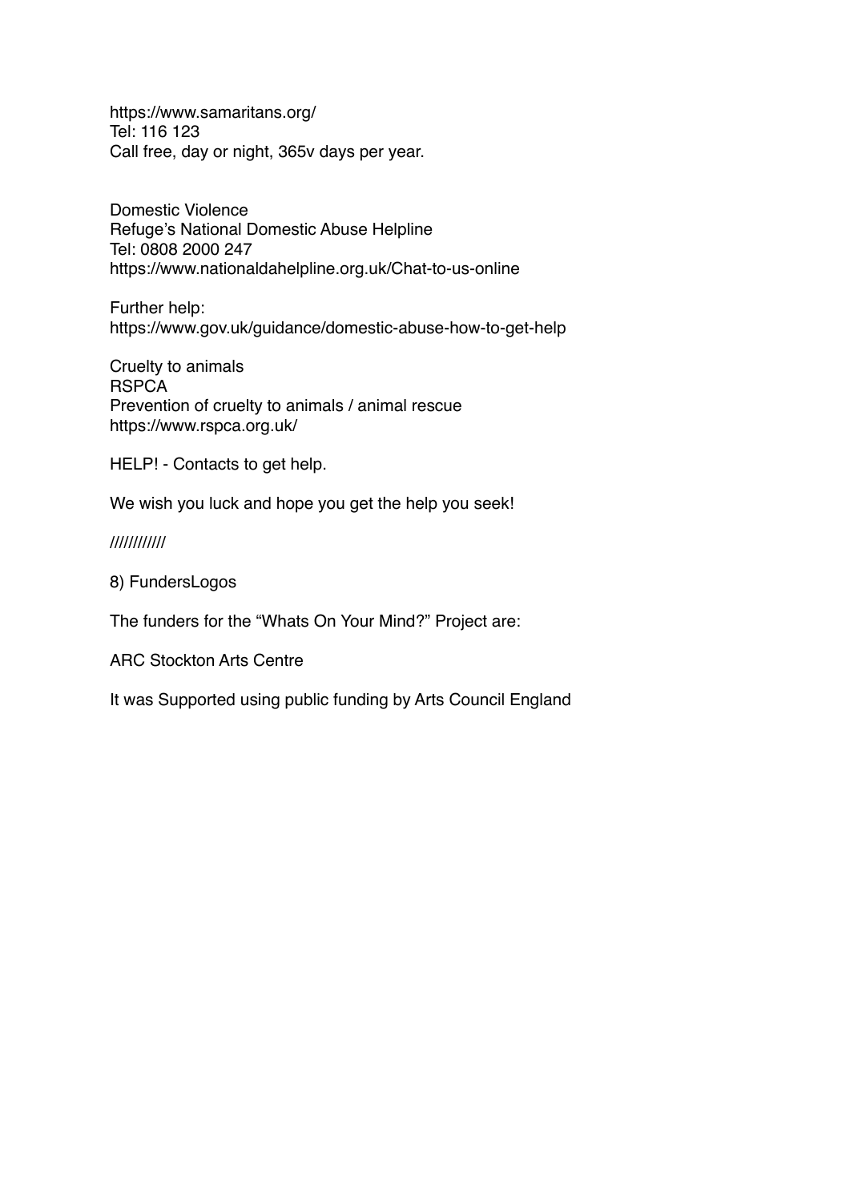https://www.samaritans.org/
Tel: 116 123
Call free, day or night, 365v days per year.

Domestic Violence
Refuge's National Domestic Abuse Helpline
Tel: 0808 2000 247
https://www.nationaldahelpline.org.uk/Chat-to-us-online

Further help:
https://www.gov.uk/guidance/domestic-abuse-how-to-get-help

Cruelty to animals
RSPCA
Prevention of cruelty to animals / animal rescue
https://www.rspca.org.uk/

HELP! - Contacts to get help.

We wish you luck and hope you get the help you seek!

////////////

8) FundersLogos

The funders for the "Whats On Your Mind?" Project are:

ARC Stockton Arts Centre

It was Supported using public funding by Arts Council England